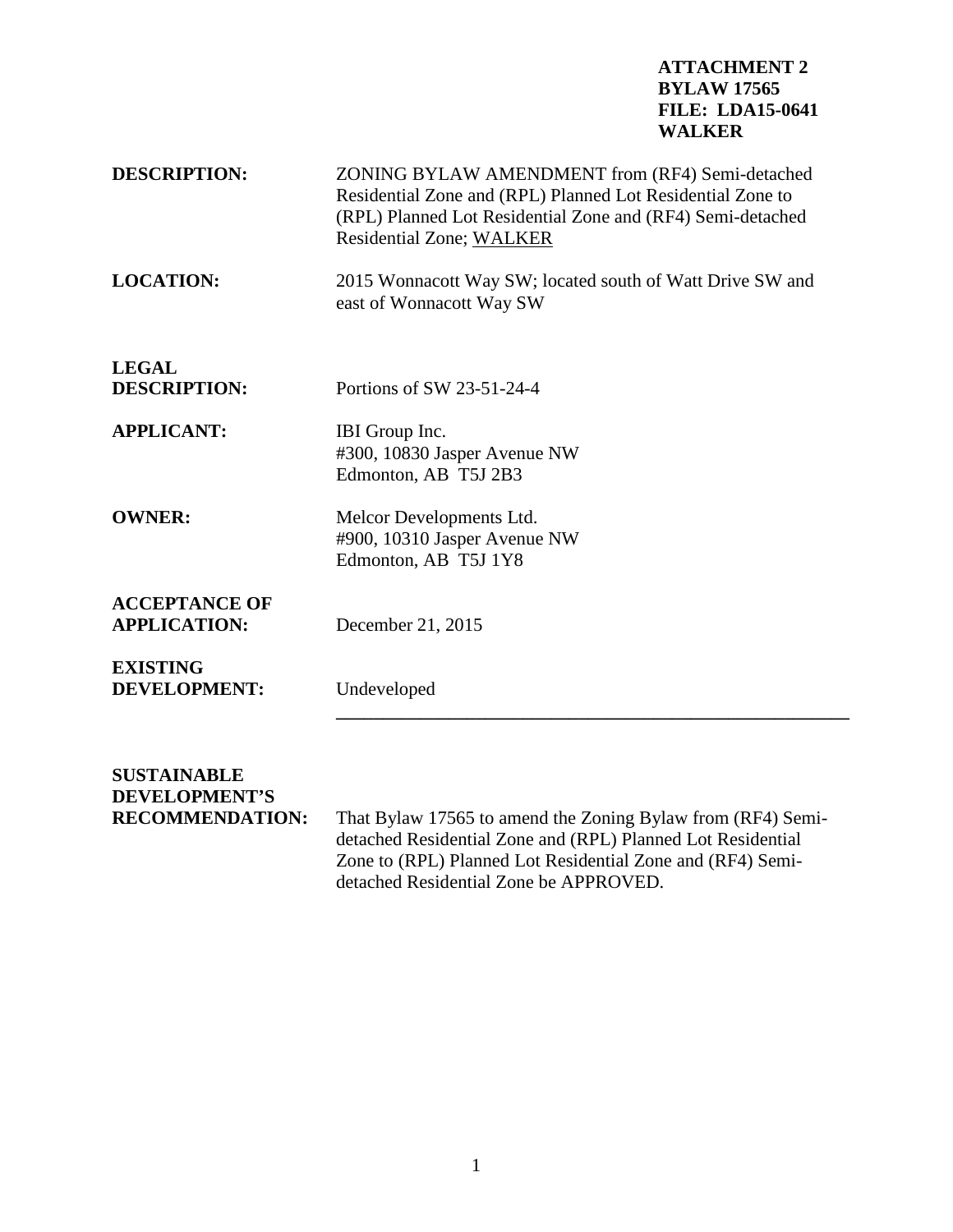**ATTACHMENT 2**
**BYLAW 17565**
**FILE: LDA15-0641**
**WALKER**

| | |
|---|---|
| **DESCRIPTION:** | ZONING BYLAW AMENDMENT from (RF4) Semi-detached Residential Zone and (RPL) Planned Lot Residential Zone to (RPL) Planned Lot Residential Zone and (RF4) Semi-detached Residential Zone; WALKER |
| **LOCATION:** | 2015 Wonnacott Way SW; located south of Watt Drive SW and east of Wonnacott Way SW |
| **LEGAL DESCRIPTION:** | Portions of SW 23-51-24-4 |
| **APPLICANT:** | IBI Group Inc.<br>#300, 10830 Jasper Avenue NW<br>Edmonton, AB T5J 2B3 |
| **OWNER:** | Melcor Developments Ltd.<br>#900, 10310 Jasper Avenue NW<br>Edmonton, AB T5J 1Y8 |
| **ACCEPTANCE OF APPLICATION:** | December 21, 2015 |
| **EXISTING DEVELOPMENT:** | Undeveloped |

---

| | |
|---|---|
| **SUSTAINABLE DEVELOPMENT'S RECOMMENDATION:** | That Bylaw 17565 to amend the Zoning Bylaw from (RF4) Semi-detached Residential Zone and (RPL) Planned Lot Residential Zone to (RPL) Planned Lot Residential Zone and (RF4) Semi-detached Residential Zone be APPROVED. |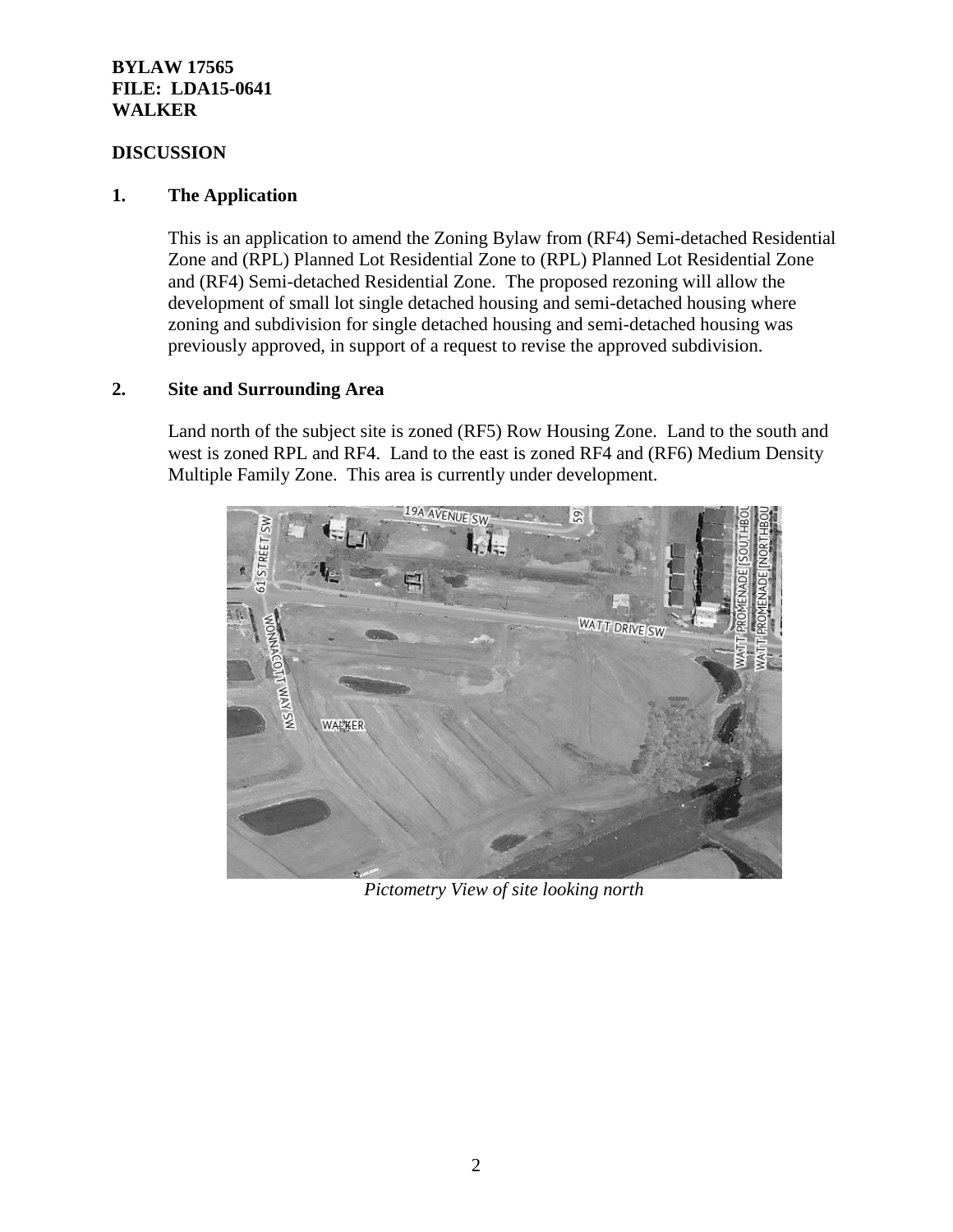**BYLAW 17565**
**FILE: LDA15-0641**
**WALKER**

## DISCUSSION

### 1. The Application

This is an application to amend the Zoning Bylaw from (RF4) Semi-detached Residential Zone and (RPL) Planned Lot Residential Zone to (RPL) Planned Lot Residential Zone and (RF4) Semi-detached Residential Zone. The proposed rezoning will allow the development of small lot single detached housing and semi-detached housing where zoning and subdivision for single detached housing and semi-detached housing was previously approved, in support of a request to revise the approved subdivision.

### 2. Site and Surrounding Area

Land north of the subject site is zoned (RF5) Row Housing Zone. Land to the south and west is zoned RPL and RF4. Land to the east is zoned RF4 and (RF6) Medium Density Multiple Family Zone. This area is currently under development.

*Pictometry View of site looking north*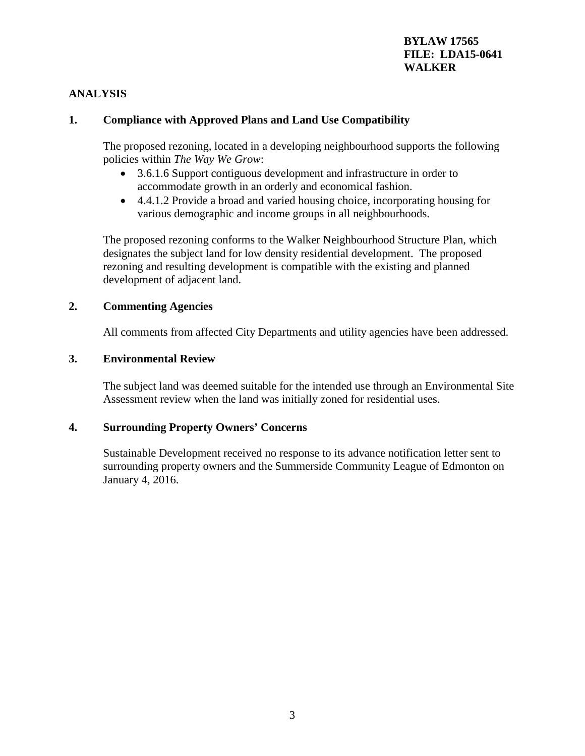**BYLAW 17565**
**FILE: LDA15-0641**
**WALKER**

## ANALYSIS

### 1. Compliance with Approved Plans and Land Use Compatibility

The proposed rezoning, located in a developing neighbourhood supports the following policies within *The Way We Grow*:

- 3.6.1.6 Support contiguous development and infrastructure in order to accommodate growth in an orderly and economical fashion.
- 4.4.1.2 Provide a broad and varied housing choice, incorporating housing for various demographic and income groups in all neighbourhoods.

The proposed rezoning conforms to the Walker Neighbourhood Structure Plan, which designates the subject land for low density residential development. The proposed rezoning and resulting development is compatible with the existing and planned development of adjacent land.

### 2. Commenting Agencies

All comments from affected City Departments and utility agencies have been addressed.

### 3. Environmental Review

The subject land was deemed suitable for the intended use through an Environmental Site Assessment review when the land was initially zoned for residential uses.

### 4. Surrounding Property Owners' Concerns

Sustainable Development received no response to its advance notification letter sent to surrounding property owners and the Summerside Community League of Edmonton on January 4, 2016.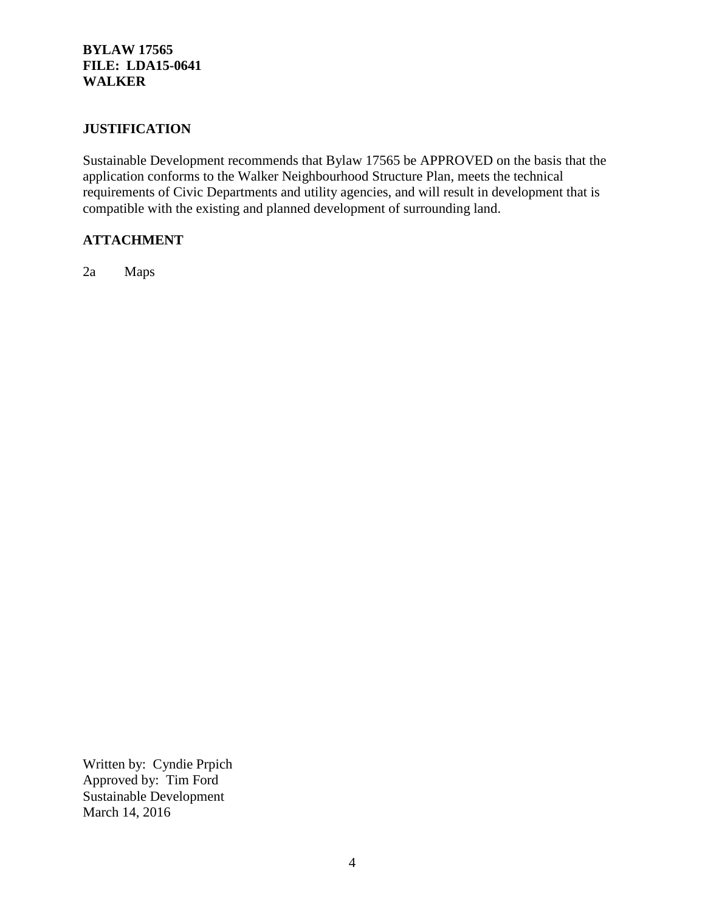**BYLAW 17565**
**FILE: LDA15-0641**
**WALKER**

## JUSTIFICATION

Sustainable Development recommends that Bylaw 17565 be APPROVED on the basis that the application conforms to the Walker Neighbourhood Structure Plan, meets the technical requirements of Civic Departments and utility agencies, and will result in development that is compatible with the existing and planned development of surrounding land.

## ATTACHMENT

2a Maps

Written by: Cyndie Prpich
Approved by: Tim Ford
Sustainable Development
March 14, 2016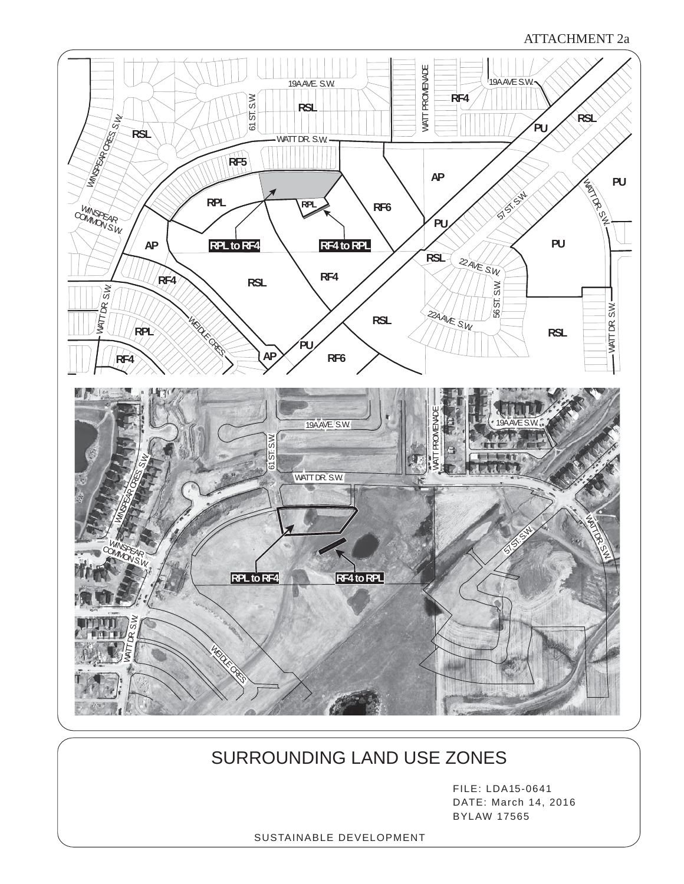ATTACHMENT 2a

# SURROUNDING LAND USE ZONES

FILE: LDA15-0641
DATE: March 14, 2016
BYLAW 17565

SUSTAINABLE DEVELOPMENT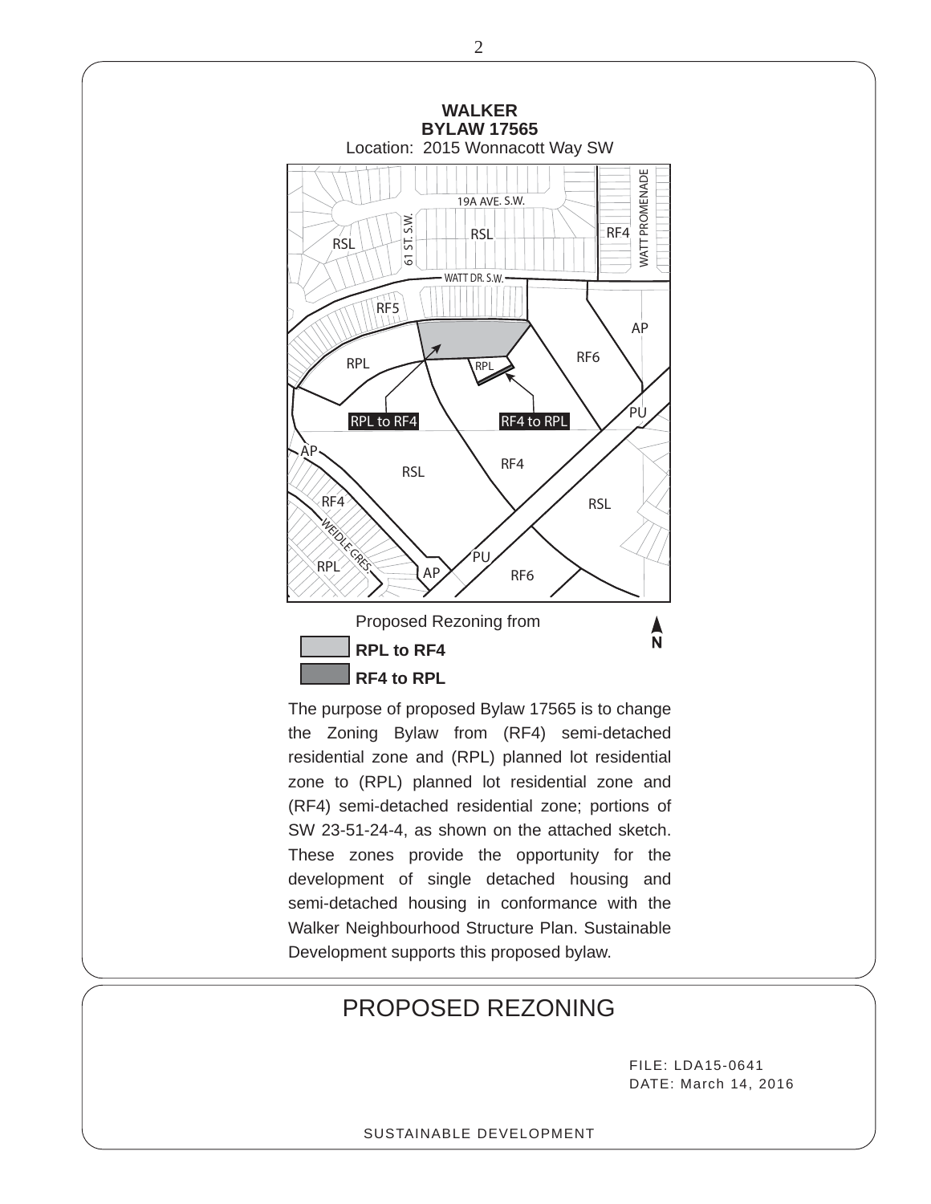**WALKER**
**BYLAW 17565**
Location: 2015 Wonnacott Way SW

19A AVE. S.W.
61 ST. S.W.
RSL
RSL
RF4
WATT PROMENADE
WATT DR. S.W.
RF5
AP
RPL
RPL
RF6
RPL to RF4
RF4 to RPL
PU
AP
RSL
RF4
RF4
RSL
WEIDLE CRES.
PU
RPL
AP
RF6

Proposed Rezoning from

**RPL to RF4**

**RF4 to RPL**

N

The purpose of proposed Bylaw 17565 is to change the Zoning Bylaw from (RF4) semi-detached residential zone and (RPL) planned lot residential zone to (RPL) planned lot residential zone and (RF4) semi-detached residential zone; portions of SW 23-51-24-4, as shown on the attached sketch. These zones provide the opportunity for the development of single detached housing and semi-detached housing in conformance with the Walker Neighbourhood Structure Plan. Sustainable Development supports this proposed bylaw.

# PROPOSED REZONING

FILE: LDA15-0641
DATE: March 14, 2016

SUSTAINABLE DEVELOPMENT